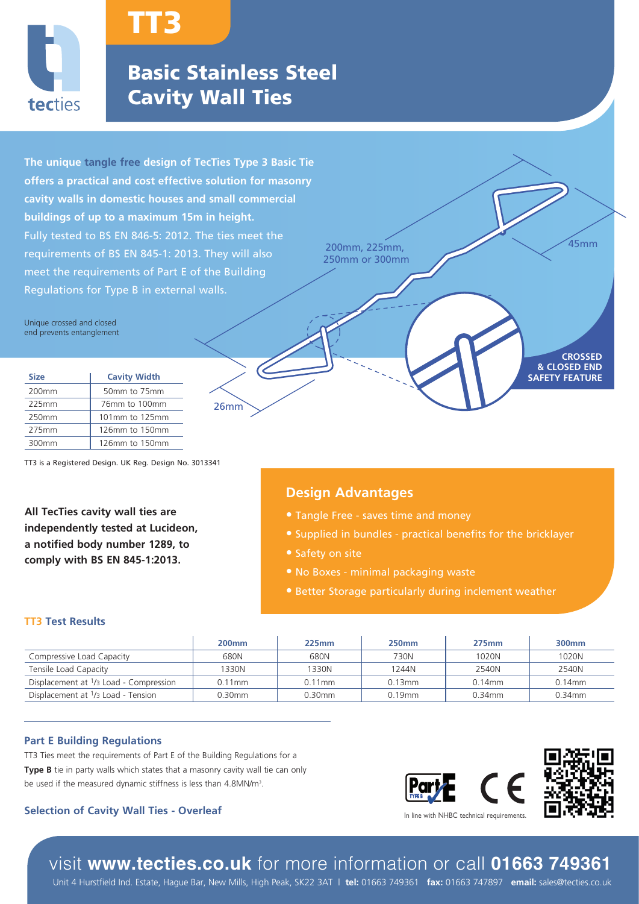# TT3

## Basic Stainless Steel Cavity Wall Ties

**The unique tangle free design of TecTies Type 3 Basic Tie offers a practical and cost effective solution for masonry cavity walls in domestic houses and small commercial buildings of up to a maximum 15m in height.**
Fully tested to BS EN 846-5: 2012. The ties meet the requirements of BS EN 845-1: 2013. They will also meet the requirements of Part E of the Building Regulations for Type B in external walls.

Unique crossed and closed end prevents entanglement

200mm, 225mm, 250mm or 300mm

45mm

26mm

**CROSSED & CLOSED END SAFETY FEATURE**

| Size | Cavity Width |
|---|---|
| 200mm | 50mm to 75mm |
| 225mm | 76mm to 100mm |
| 250mm | 101mm to 125mm |
| 275mm | 126mm to 150mm |
| 300mm | 126mm to 150mm |

TT3 is a Registered Design. UK Reg. Design No. 3013341

**All TecTies cavity wall ties are independently tested at Lucideon, a notified body number 1289, to comply with BS EN 845-1:2013.**

### Design Advantages

- Tangle Free - saves time and money
- Supplied in bundles - practical benefits for the bricklayer
- Safety on site
- No Boxes - minimal packaging waste
- Better Storage particularly during inclement weather

### TT3 Test Results

| | 200mm | 225mm | 250mm | 275mm | 300mm |
|---|---|---|---|---|---|
| Compressive Load Capacity | 680N | 680N | 730N | 1020N | 1020N |
| Tensile Load Capacity | 1330N | 1330N | 1244N | 2540N | 2540N |
| Displacement at 1/3 Load - Compression | 0.11mm | 0.11mm | 0.13mm | 0.14mm | 0.14mm |
| Displacement at 1/3 Load - Tension | 0.30mm | 0.30mm | 0.19mm | 0.34mm | 0.34mm |

### Part E Building Regulations

TT3 Ties meet the requirements of Part E of the Building Regulations for a **Type B** tie in party walls which states that a masonry cavity wall tie can only be used if the measured dynamic stiffness is less than 4.8MN/m³.

### Selection of Cavity Wall Ties - Overleaf

In line with NHBC technical requirements.

visit **www.tecties.co.uk** for more information or call **01663 749361**

Unit 4 Hurstfield Ind. Estate, Hague Bar, New Mills, High Peak, SK22 3AT | **tel:** 01663 749361 **fax:** 01663 747897 **email:** sales@tecties.co.uk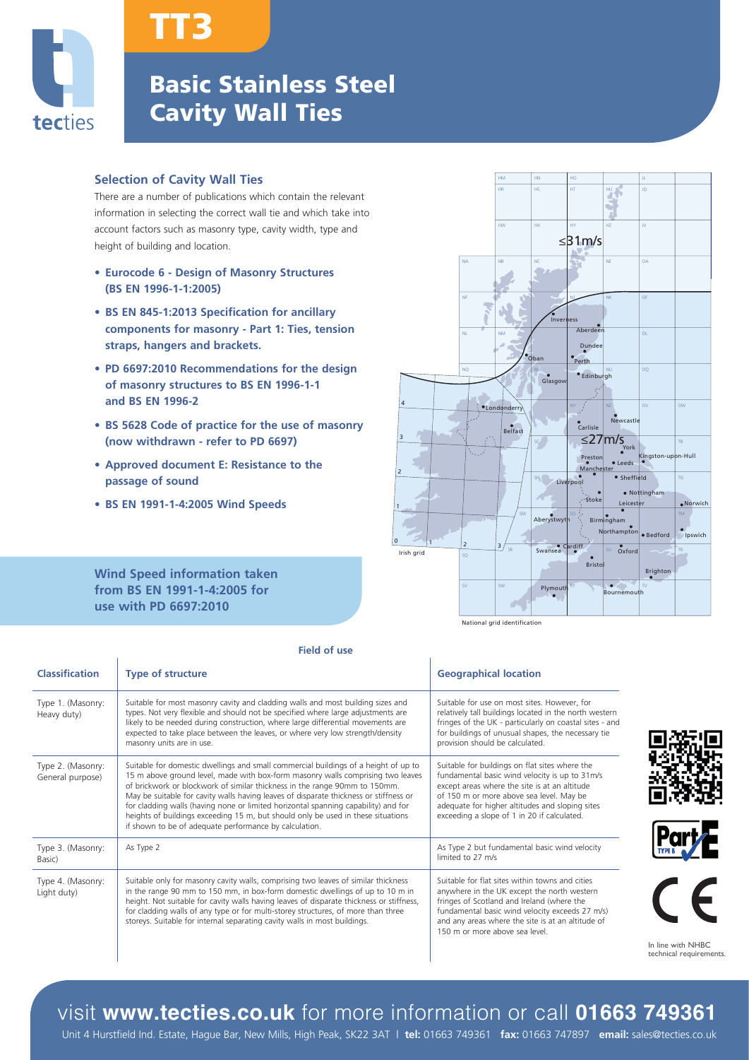# TT3

# Basic Stainless Steel Cavity Wall Ties

### Selection of Cavity Wall Ties

There are a number of publications which contain the relevant information in selecting the correct wall tie and which take into account factors such as masonry type, cavity width, type and height of building and location.

- **Eurocode 6 - Design of Masonry Structures (BS EN 1996-1-1:2005)**
- **BS EN 845-1:2013 Specification for ancillary components for masonry - Part 1: Ties, tension straps, hangers and brackets.**
- **PD 6697:2010 Recommendations for the design of masonry structures to BS EN 1996-1-1 and BS EN 1996-2**
- **BS 5628 Code of practice for the use of masonry (now withdrawn - refer to PD 6697)**
- **Approved document E: Resistance to the passage of sound**
- **BS EN 1991-1-4:2005 Wind Speeds**

**Wind Speed information taken from BS EN 1991-1-4:2005 for use with PD 6697:2010**

≤31m/s

≤27m/s

Irish grid

National grid identification

**Field of use**

| Classification | Type of structure | Geographical location |
|---|---|---|
| Type 1. (Masonry: Heavy duty) | Suitable for most masonry cavity and cladding walls and most building sizes and types. Not very flexible and should not be specified where large adjustments are likely to be needed during construction, where large differential movements are expected to take place between the leaves, or where very low strength/density masonry units are in use. | Suitable for use on most sites. However, for relatively tall buildings located in the north western fringes of the UK - particularly on coastal sites - and for buildings of unusual shapes, the necessary tie provision should be calculated. |
| Type 2. (Masonry: General purpose) | Suitable for domestic dwellings and small commercial buildings of a height of up to 15 m above ground level, made with box-form masonry walls comprising two leaves of brickwork or blockwork of similar thickness in the range 90mm to 150mm. May be suitable for cavity walls having leaves of disparate thickness or stiffness or for cladding walls (having none or limited horizontal spanning capability) and for heights of buildings exceeding 15 m, but should only be used in these situations if shown to be of adequate performance by calculation. | Suitable for buildings on flat sites where the fundamental basic wind velocity is up to 31m/s except areas where the site is at an altitude of 150 m or more above sea level. May be adequate for higher altitudes and sloping sites exceeding a slope of 1 in 20 if calculated. |
| Type 3. (Masonry: Basic) | As Type 2 | As Type 2 but fundamental basic wind velocity limited to 27 m/s |
| Type 4. (Masonry: Light duty) | Suitable only for masonry cavity walls, comprising two leaves of similar thickness in the range 90 mm to 150 mm, in box-form domestic dwellings of up to 10 m in height. Not suitable for cavity walls having leaves of disparate thickness or stiffness, for cladding walls of any type or for multi-storey structures, of more than three storeys. Suitable for internal separating cavity walls in most buildings. | Suitable for flat sites within towns and cities anywhere in the UK except the north western fringes of Scotland and Ireland (where the fundamental basic wind velocity exceeds 27 m/s) and any areas where the site is at an altitude of 150 m or more above sea level. |

In line with NHBC technical requirements.

## visit **www.tecties.co.uk** for more information or call **01663 749361**

Unit 4 Hurstfield Ind. Estate, Hague Bar, New Mills, High Peak, SK22 3AT | **tel:** 01663 749361 **fax:** 01663 747897 **email:** sales@tecties.co.uk